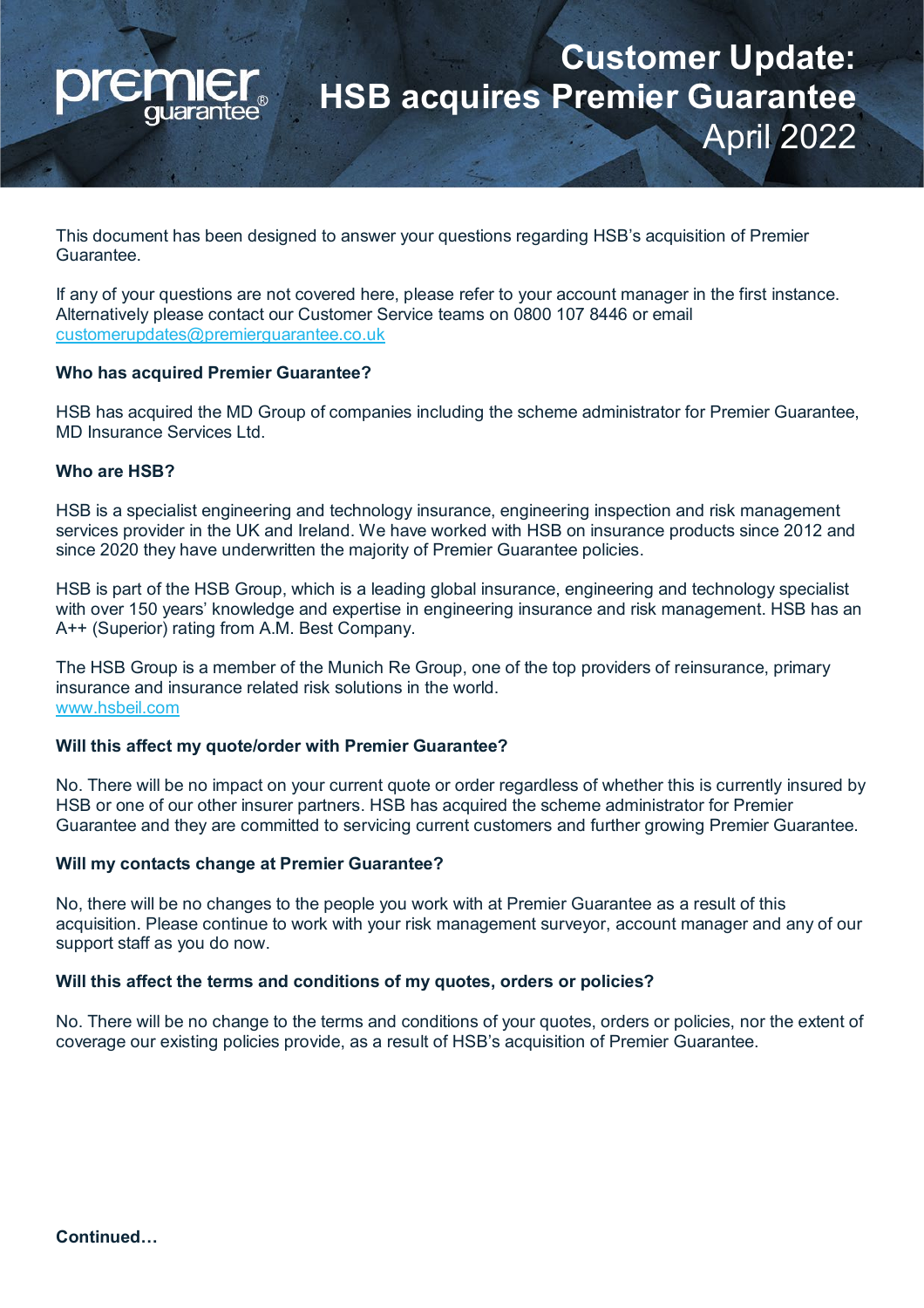# Customer Update: HSB acquires Premier Guarantee

April 2022

This document has been designed to answer your questions regarding HSB's acquisition of Premier Guarantee.

If any of your questions are not covered here, please refer to your account manager in the first instance. Alternatively please contact our Customer Service teams on 0800 107 8446 or email customerupdates@premierguarantee.co.uk

**Who has acquired Premier Guarantee?**

HSB has acquired the MD Group of companies including the scheme administrator for Premier Guarantee, MD Insurance Services Ltd.

**Who are HSB?**

HSB is a specialist engineering and technology insurance, engineering inspection and risk management services provider in the UK and Ireland. We have worked with HSB on insurance products since 2012 and since 2020 they have underwritten the majority of Premier Guarantee policies.

HSB is part of the HSB Group, which is a leading global insurance, engineering and technology specialist with over 150 years' knowledge and expertise in engineering insurance and risk management. HSB has an A++ (Superior) rating from A.M. Best Company.

The HSB Group is a member of the Munich Re Group, one of the top providers of reinsurance, primary insurance and insurance related risk solutions in the world.
www.hsbeil.com

**Will this affect my quote/order with Premier Guarantee?**

No. There will be no impact on your current quote or order regardless of whether this is currently insured by HSB or one of our other insurer partners. HSB has acquired the scheme administrator for Premier Guarantee and they are committed to servicing current customers and further growing Premier Guarantee.

**Will my contacts change at Premier Guarantee?**

No, there will be no changes to the people you work with at Premier Guarantee as a result of this acquisition. Please continue to work with your risk management surveyor, account manager and any of our support staff as you do now.

**Will this affect the terms and conditions of my quotes, orders or policies?**

No. There will be no change to the terms and conditions of your quotes, orders or policies, nor the extent of coverage our existing policies provide, as a result of HSB's acquisition of Premier Guarantee.

**Continued…**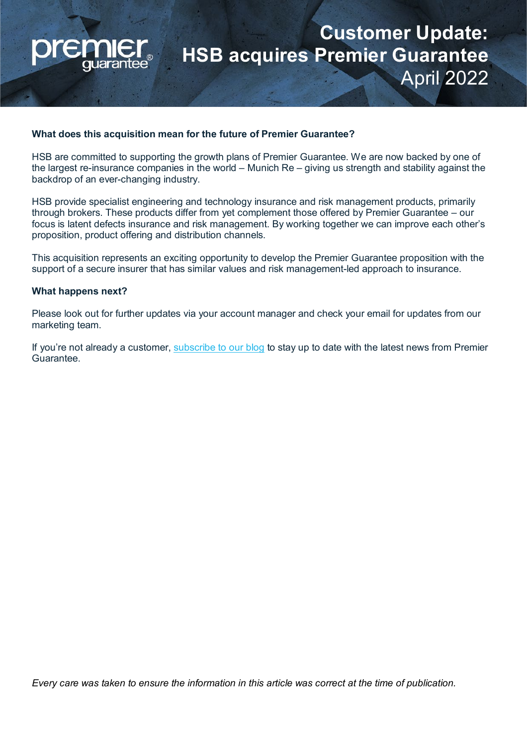# Customer Update: HSB acquires Premier Guarantee

April 2022

**What does this acquisition mean for the future of Premier Guarantee?**

HSB are committed to supporting the growth plans of Premier Guarantee. We are now backed by one of the largest re-insurance companies in the world – Munich Re – giving us strength and stability against the backdrop of an ever-changing industry.

HSB provide specialist engineering and technology insurance and risk management products, primarily through brokers. These products differ from yet complement those offered by Premier Guarantee – our focus is latent defects insurance and risk management. By working together we can improve each other's proposition, product offering and distribution channels.

This acquisition represents an exciting opportunity to develop the Premier Guarantee proposition with the support of a secure insurer that has similar values and risk management-led approach to insurance.

**What happens next?**

Please look out for further updates via your account manager and check your email for updates from our marketing team.

If you're not already a customer, subscribe to our blog to stay up to date with the latest news from Premier Guarantee.

*Every care was taken to ensure the information in this article was correct at the time of publication.*